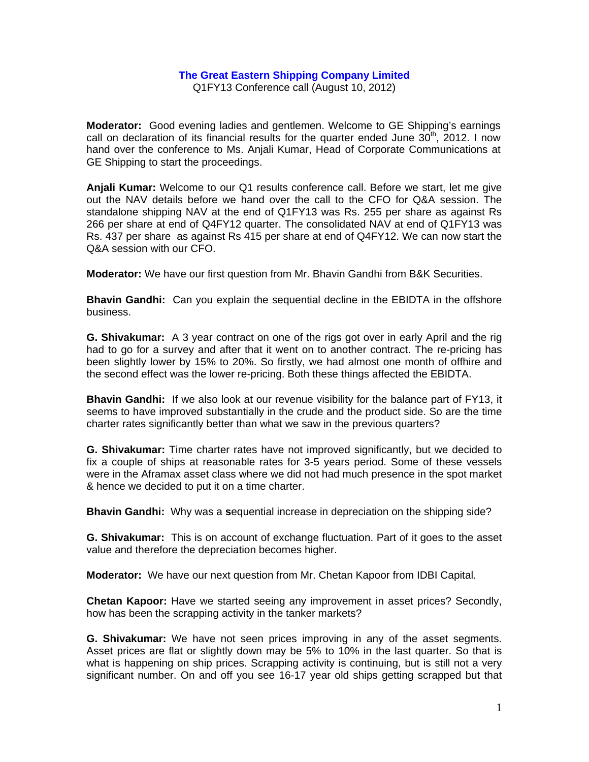# The Great Eastern Shipping Company Limited

Q1FY13 Conference call (August 10, 2012)

**Moderator:** Good evening ladies and gentlemen. Welcome to GE Shipping's earnings call on declaration of its financial results for the quarter ended June 30th, 2012. I now hand over the conference to Ms. Anjali Kumar, Head of Corporate Communications at GE Shipping to start the proceedings.

**Anjali Kumar:** Welcome to our Q1 results conference call. Before we start, let me give out the NAV details before we hand over the call to the CFO for Q&A session. The standalone shipping NAV at the end of Q1FY13 was Rs. 255 per share as against Rs 266 per share at end of Q4FY12 quarter. The consolidated NAV at end of Q1FY13 was Rs. 437 per share as against Rs 415 per share at end of Q4FY12. We can now start the Q&A session with our CFO.

**Moderator:** We have our first question from Mr. Bhavin Gandhi from B&K Securities.

**Bhavin Gandhi:** Can you explain the sequential decline in the EBIDTA in the offshore business.

**G. Shivakumar:** A 3 year contract on one of the rigs got over in early April and the rig had to go for a survey and after that it went on to another contract. The re-pricing has been slightly lower by 15% to 20%. So firstly, we had almost one month of offhire and the second effect was the lower re-pricing. Both these things affected the EBIDTA.

**Bhavin Gandhi:** If we also look at our revenue visibility for the balance part of FY13, it seems to have improved substantially in the crude and the product side. So are the time charter rates significantly better than what we saw in the previous quarters?

**G. Shivakumar:** Time charter rates have not improved significantly, but we decided to fix a couple of ships at reasonable rates for 3-5 years period. Some of these vessels were in the Aframax asset class where we did not had much presence in the spot market & hence we decided to put it on a time charter.

**Bhavin Gandhi:** Why was a **s**equential increase in depreciation on the shipping side?

**G. Shivakumar:** This is on account of exchange fluctuation. Part of it goes to the asset value and therefore the depreciation becomes higher.

**Moderator:** We have our next question from Mr. Chetan Kapoor from IDBI Capital.

**Chetan Kapoor:** Have we started seeing any improvement in asset prices? Secondly, how has been the scrapping activity in the tanker markets?

**G. Shivakumar:** We have not seen prices improving in any of the asset segments. Asset prices are flat or slightly down may be 5% to 10% in the last quarter. So that is what is happening on ship prices. Scrapping activity is continuing, but is still not a very significant number. On and off you see 16-17 year old ships getting scrapped but that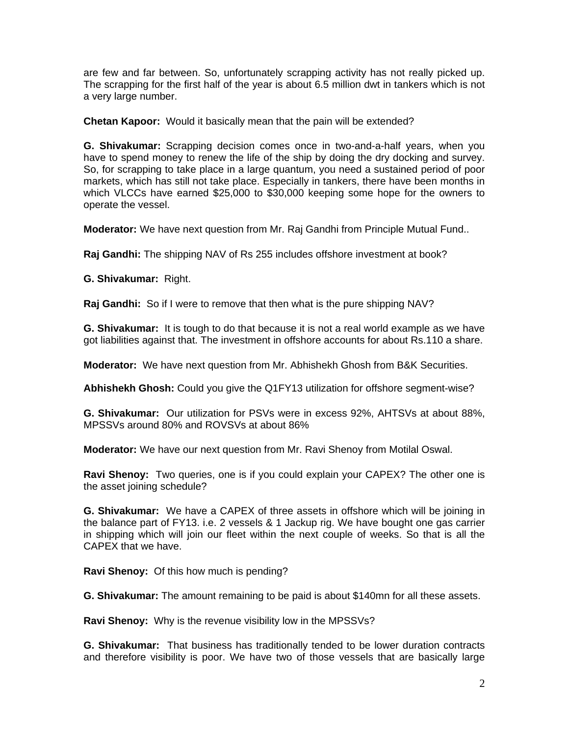are few and far between. So, unfortunately scrapping activity has not really picked up. The scrapping for the first half of the year is about 6.5 million dwt in tankers which is not a very large number.

**Chetan Kapoor:** Would it basically mean that the pain will be extended?

**G. Shivakumar:** Scrapping decision comes once in two-and-a-half years, when you have to spend money to renew the life of the ship by doing the dry docking and survey. So, for scrapping to take place in a large quantum, you need a sustained period of poor markets, which has still not take place. Especially in tankers, there have been months in which VLCCs have earned $25,000 to $30,000 keeping some hope for the owners to operate the vessel.

**Moderator:** We have next question from Mr. Raj Gandhi from Principle Mutual Fund..

**Raj Gandhi:** The shipping NAV of Rs 255 includes offshore investment at book?

**G. Shivakumar:** Right.

**Raj Gandhi:** So if I were to remove that then what is the pure shipping NAV?

**G. Shivakumar:** It is tough to do that because it is not a real world example as we have got liabilities against that. The investment in offshore accounts for about Rs.110 a share.

**Moderator:** We have next question from Mr. Abhishekh Ghosh from B&K Securities.

**Abhishekh Ghosh:** Could you give the Q1FY13 utilization for offshore segment-wise?

**G. Shivakumar:** Our utilization for PSVs were in excess 92%, AHTSVs at about 88%, MPSSVs around 80% and ROVSVs at about 86%

**Moderator:** We have our next question from Mr. Ravi Shenoy from Motilal Oswal.

**Ravi Shenoy:** Two queries, one is if you could explain your CAPEX? The other one is the asset joining schedule?

**G. Shivakumar:** We have a CAPEX of three assets in offshore which will be joining in the balance part of FY13. i.e. 2 vessels & 1 Jackup rig. We have bought one gas carrier in shipping which will join our fleet within the next couple of weeks. So that is all the CAPEX that we have.

**Ravi Shenoy:** Of this how much is pending?

**G. Shivakumar:** The amount remaining to be paid is about $140mn for all these assets.

**Ravi Shenoy:** Why is the revenue visibility low in the MPSSVs?

**G. Shivakumar:** That business has traditionally tended to be lower duration contracts and therefore visibility is poor. We have two of those vessels that are basically large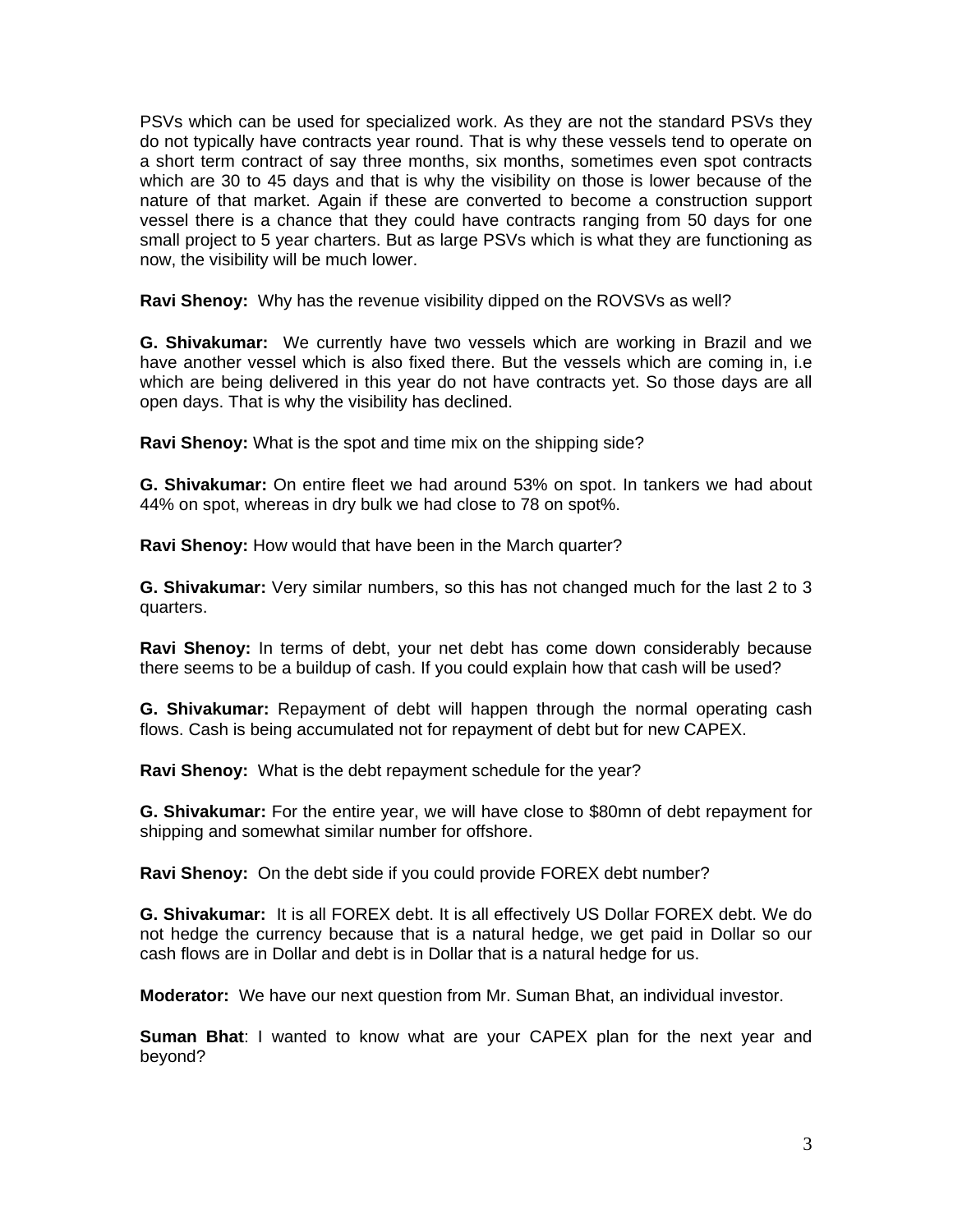PSVs which can be used for specialized work. As they are not the standard PSVs they do not typically have contracts year round. That is why these vessels tend to operate on a short term contract of say three months, six months, sometimes even spot contracts which are 30 to 45 days and that is why the visibility on those is lower because of the nature of that market. Again if these are converted to become a construction support vessel there is a chance that they could have contracts ranging from 50 days for one small project to 5 year charters. But as large PSVs which is what they are functioning as now, the visibility will be much lower.

**Ravi Shenoy:** Why has the revenue visibility dipped on the ROVSVs as well?

**G. Shivakumar:** We currently have two vessels which are working in Brazil and we have another vessel which is also fixed there. But the vessels which are coming in, i.e which are being delivered in this year do not have contracts yet. So those days are all open days. That is why the visibility has declined.

**Ravi Shenoy:** What is the spot and time mix on the shipping side?

**G. Shivakumar:** On entire fleet we had around 53% on spot. In tankers we had about 44% on spot, whereas in dry bulk we had close to 78 on spot%.

**Ravi Shenoy:** How would that have been in the March quarter?

**G. Shivakumar:** Very similar numbers, so this has not changed much for the last 2 to 3 quarters.

**Ravi Shenoy:** In terms of debt, your net debt has come down considerably because there seems to be a buildup of cash. If you could explain how that cash will be used?

**G. Shivakumar:** Repayment of debt will happen through the normal operating cash flows. Cash is being accumulated not for repayment of debt but for new CAPEX.

**Ravi Shenoy:** What is the debt repayment schedule for the year?

**G. Shivakumar:** For the entire year, we will have close to $80mn of debt repayment for shipping and somewhat similar number for offshore.

**Ravi Shenoy:** On the debt side if you could provide FOREX debt number?

**G. Shivakumar:** It is all FOREX debt. It is all effectively US Dollar FOREX debt. We do not hedge the currency because that is a natural hedge, we get paid in Dollar so our cash flows are in Dollar and debt is in Dollar that is a natural hedge for us.

**Moderator:** We have our next question from Mr. Suman Bhat, an individual investor.

**Suman Bhat**: I wanted to know what are your CAPEX plan for the next year and beyond?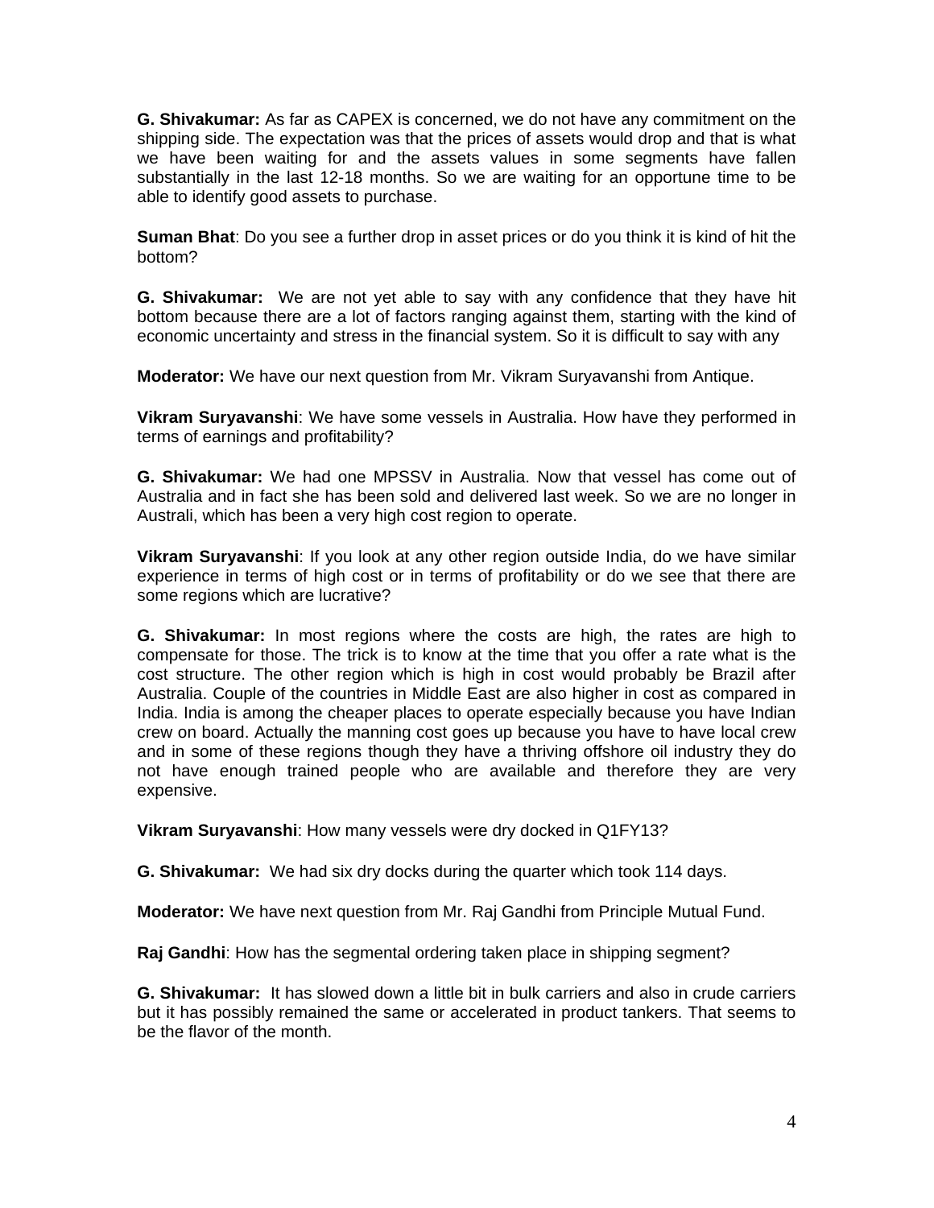**G. Shivakumar:** As far as CAPEX is concerned, we do not have any commitment on the shipping side. The expectation was that the prices of assets would drop and that is what we have been waiting for and the assets values in some segments have fallen substantially in the last 12-18 months. So we are waiting for an opportune time to be able to identify good assets to purchase.

**Suman Bhat**: Do you see a further drop in asset prices or do you think it is kind of hit the bottom?

**G. Shivakumar:** We are not yet able to say with any confidence that they have hit bottom because there are a lot of factors ranging against them, starting with the kind of economic uncertainty and stress in the financial system. So it is difficult to say with any

**Moderator:** We have our next question from Mr. Vikram Suryavanshi from Antique.

**Vikram Suryavanshi**: We have some vessels in Australia. How have they performed in terms of earnings and profitability?

**G. Shivakumar:** We had one MPSSV in Australia. Now that vessel has come out of Australia and in fact she has been sold and delivered last week. So we are no longer in Australi, which has been a very high cost region to operate.

**Vikram Suryavanshi**: If you look at any other region outside India, do we have similar experience in terms of high cost or in terms of profitability or do we see that there are some regions which are lucrative?

**G. Shivakumar:** In most regions where the costs are high, the rates are high to compensate for those. The trick is to know at the time that you offer a rate what is the cost structure. The other region which is high in cost would probably be Brazil after Australia. Couple of the countries in Middle East are also higher in cost as compared in India. India is among the cheaper places to operate especially because you have Indian crew on board. Actually the manning cost goes up because you have to have local crew and in some of these regions though they have a thriving offshore oil industry they do not have enough trained people who are available and therefore they are very expensive.

**Vikram Suryavanshi**: How many vessels were dry docked in Q1FY13?

**G. Shivakumar:** We had six dry docks during the quarter which took 114 days.

**Moderator:** We have next question from Mr. Raj Gandhi from Principle Mutual Fund.

**Raj Gandhi**: How has the segmental ordering taken place in shipping segment?

**G. Shivakumar:** It has slowed down a little bit in bulk carriers and also in crude carriers but it has possibly remained the same or accelerated in product tankers. That seems to be the flavor of the month.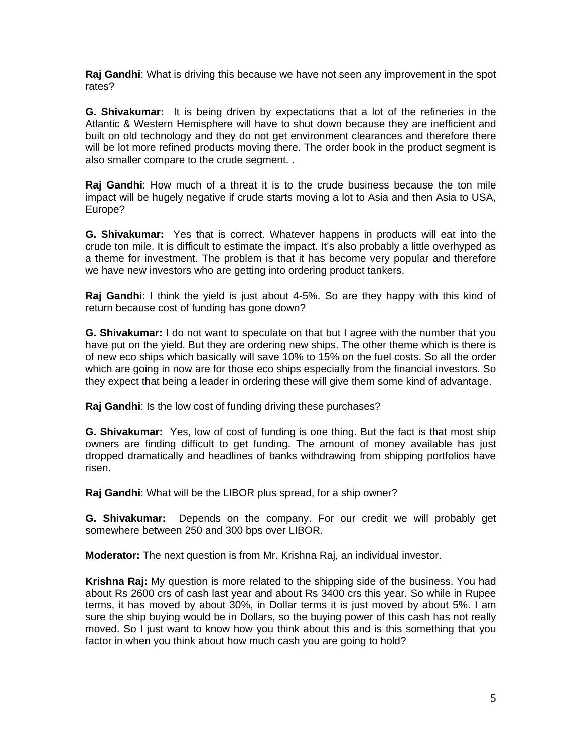**Raj Gandhi**: What is driving this because we have not seen any improvement in the spot rates?

**G. Shivakumar:** It is being driven by expectations that a lot of the refineries in the Atlantic & Western Hemisphere will have to shut down because they are inefficient and built on old technology and they do not get environment clearances and therefore there will be lot more refined products moving there. The order book in the product segment is also smaller compare to the crude segment. .

**Raj Gandhi**: How much of a threat it is to the crude business because the ton mile impact will be hugely negative if crude starts moving a lot to Asia and then Asia to USA, Europe?

**G. Shivakumar:** Yes that is correct. Whatever happens in products will eat into the crude ton mile. It is difficult to estimate the impact. It's also probably a little overhyped as a theme for investment. The problem is that it has become very popular and therefore we have new investors who are getting into ordering product tankers.

**Raj Gandhi**: I think the yield is just about 4-5%. So are they happy with this kind of return because cost of funding has gone down?

**G. Shivakumar:** I do not want to speculate on that but I agree with the number that you have put on the yield. But they are ordering new ships. The other theme which is there is of new eco ships which basically will save 10% to 15% on the fuel costs. So all the order which are going in now are for those eco ships especially from the financial investors. So they expect that being a leader in ordering these will give them some kind of advantage.

**Raj Gandhi**: Is the low cost of funding driving these purchases?

**G. Shivakumar:** Yes, low of cost of funding is one thing. But the fact is that most ship owners are finding difficult to get funding. The amount of money available has just dropped dramatically and headlines of banks withdrawing from shipping portfolios have risen.

**Raj Gandhi**: What will be the LIBOR plus spread, for a ship owner?

**G. Shivakumar:** Depends on the company. For our credit we will probably get somewhere between 250 and 300 bps over LIBOR.

**Moderator:** The next question is from Mr. Krishna Raj, an individual investor.

**Krishna Raj:** My question is more related to the shipping side of the business. You had about Rs 2600 crs of cash last year and about Rs 3400 crs this year. So while in Rupee terms, it has moved by about 30%, in Dollar terms it is just moved by about 5%. I am sure the ship buying would be in Dollars, so the buying power of this cash has not really moved. So I just want to know how you think about this and is this something that you factor in when you think about how much cash you are going to hold?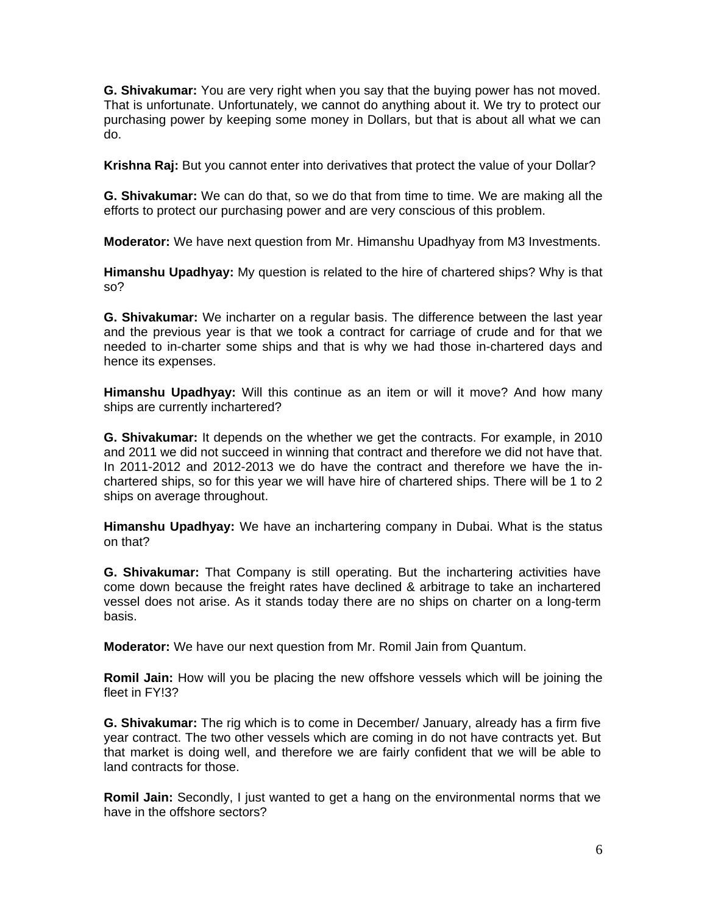**G. Shivakumar:** You are very right when you say that the buying power has not moved. That is unfortunate. Unfortunately, we cannot do anything about it. We try to protect our purchasing power by keeping some money in Dollars, but that is about all what we can do.

**Krishna Raj:** But you cannot enter into derivatives that protect the value of your Dollar?

**G. Shivakumar:** We can do that, so we do that from time to time. We are making all the efforts to protect our purchasing power and are very conscious of this problem.

**Moderator:** We have next question from Mr. Himanshu Upadhyay from M3 Investments.

**Himanshu Upadhyay:** My question is related to the hire of chartered ships? Why is that so?

**G. Shivakumar:** We incharter on a regular basis. The difference between the last year and the previous year is that we took a contract for carriage of crude and for that we needed to in-charter some ships and that is why we had those in-chartered days and hence its expenses.

**Himanshu Upadhyay:** Will this continue as an item or will it move? And how many ships are currently inchartered?

**G. Shivakumar:** It depends on the whether we get the contracts. For example, in 2010 and 2011 we did not succeed in winning that contract and therefore we did not have that. In 2011-2012 and 2012-2013 we do have the contract and therefore we have the in-chartered ships, so for this year we will have hire of chartered ships. There will be 1 to 2 ships on average throughout.

**Himanshu Upadhyay:** We have an inchartering company in Dubai. What is the status on that?

**G. Shivakumar:** That Company is still operating. But the inchartering activities have come down because the freight rates have declined & arbitrage to take an inchartered vessel does not arise. As it stands today there are no ships on charter on a long-term basis.

**Moderator:** We have our next question from Mr. Romil Jain from Quantum.

**Romil Jain:** How will you be placing the new offshore vessels which will be joining the fleet in FY!3?

**G. Shivakumar:** The rig which is to come in December/ January, already has a firm five year contract. The two other vessels which are coming in do not have contracts yet. But that market is doing well, and therefore we are fairly confident that we will be able to land contracts for those.

**Romil Jain:** Secondly, I just wanted to get a hang on the environmental norms that we have in the offshore sectors?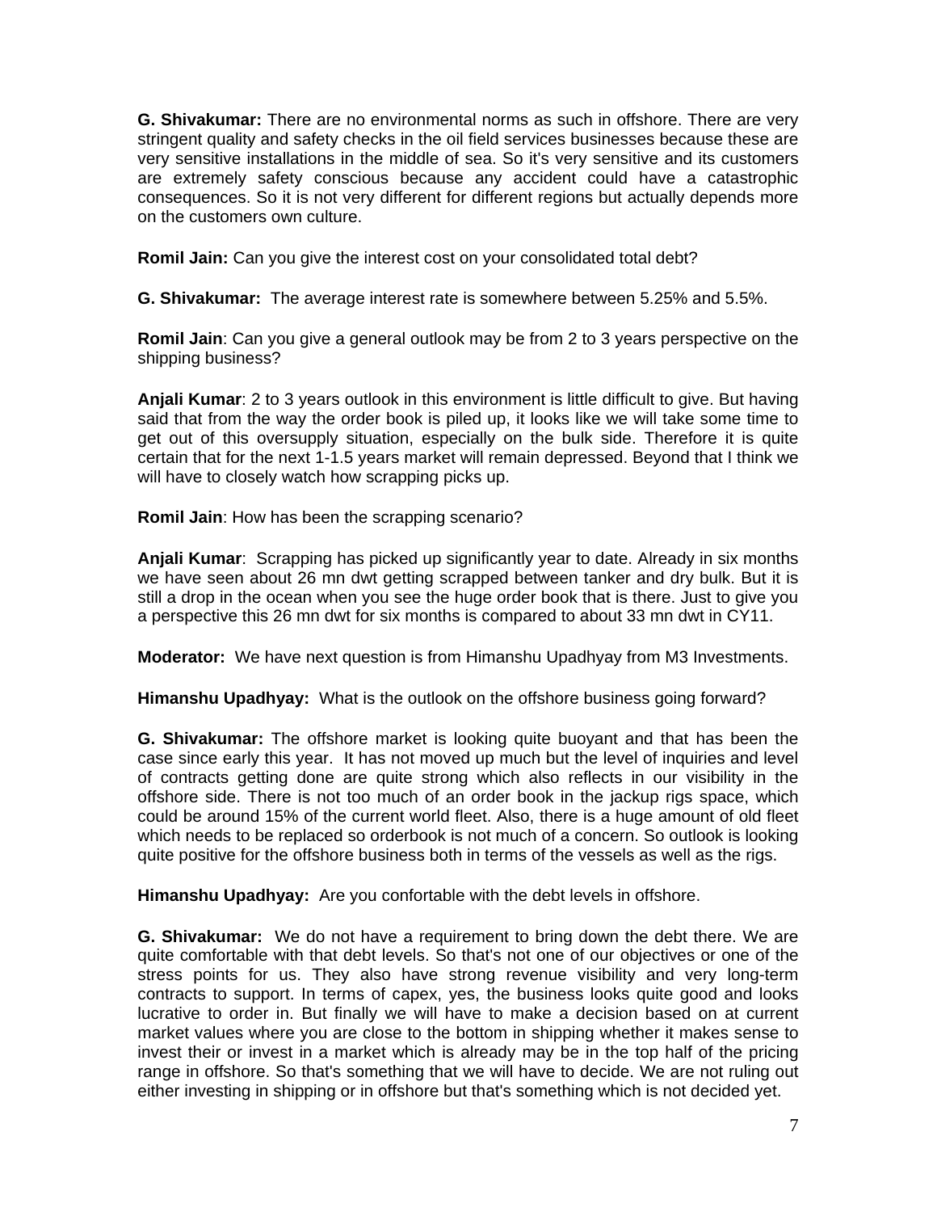**G. Shivakumar:** There are no environmental norms as such in offshore. There are very stringent quality and safety checks in the oil field services businesses because these are very sensitive installations in the middle of sea. So it's very sensitive and its customers are extremely safety conscious because any accident could have a catastrophic consequences. So it is not very different for different regions but actually depends more on the customers own culture.

**Romil Jain:** Can you give the interest cost on your consolidated total debt?

**G. Shivakumar:** The average interest rate is somewhere between 5.25% and 5.5%.

**Romil Jain**: Can you give a general outlook may be from 2 to 3 years perspective on the shipping business?

**Anjali Kumar**: 2 to 3 years outlook in this environment is little difficult to give. But having said that from the way the order book is piled up, it looks like we will take some time to get out of this oversupply situation, especially on the bulk side. Therefore it is quite certain that for the next 1-1.5 years market will remain depressed. Beyond that I think we will have to closely watch how scrapping picks up.

**Romil Jain**: How has been the scrapping scenario?

**Anjali Kumar**: Scrapping has picked up significantly year to date. Already in six months we have seen about 26 mn dwt getting scrapped between tanker and dry bulk. But it is still a drop in the ocean when you see the huge order book that is there. Just to give you a perspective this 26 mn dwt for six months is compared to about 33 mn dwt in CY11.

**Moderator:** We have next question is from Himanshu Upadhyay from M3 Investments.

**Himanshu Upadhyay:** What is the outlook on the offshore business going forward?

**G. Shivakumar:** The offshore market is looking quite buoyant and that has been the case since early this year. It has not moved up much but the level of inquiries and level of contracts getting done are quite strong which also reflects in our visibility in the offshore side. There is not too much of an order book in the jackup rigs space, which could be around 15% of the current world fleet. Also, there is a huge amount of old fleet which needs to be replaced so orderbook is not much of a concern. So outlook is looking quite positive for the offshore business both in terms of the vessels as well as the rigs.

**Himanshu Upadhyay:** Are you confortable with the debt levels in offshore.

**G. Shivakumar:** We do not have a requirement to bring down the debt there. We are quite comfortable with that debt levels. So that's not one of our objectives or one of the stress points for us. They also have strong revenue visibility and very long-term contracts to support. In terms of capex, yes, the business looks quite good and looks lucrative to order in. But finally we will have to make a decision based on at current market values where you are close to the bottom in shipping whether it makes sense to invest their or invest in a market which is already may be in the top half of the pricing range in offshore. So that's something that we will have to decide. We are not ruling out either investing in shipping or in offshore but that's something which is not decided yet.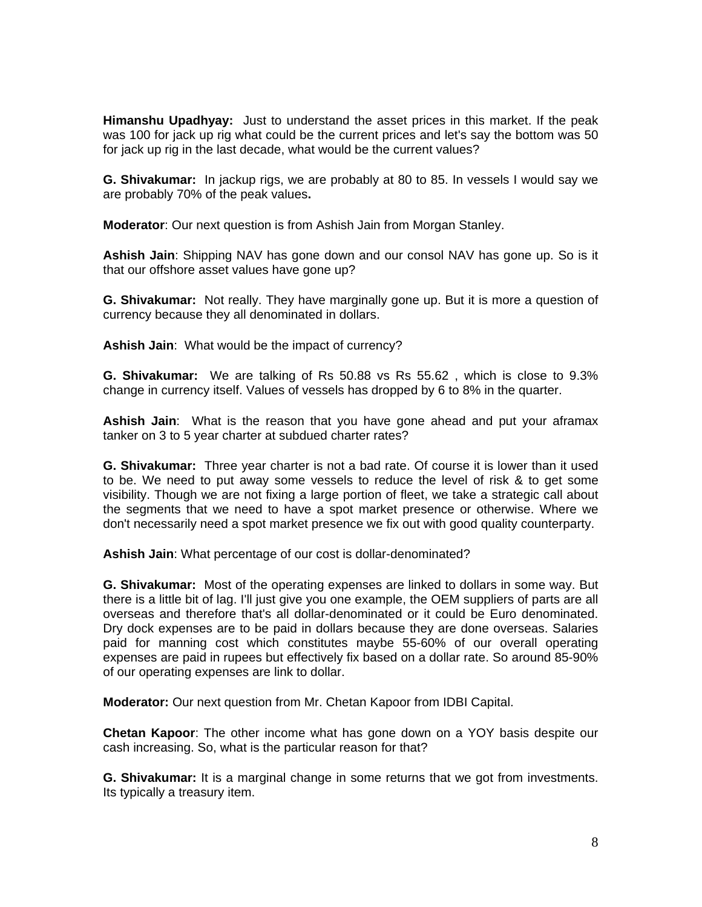**Himanshu Upadhyay:** Just to understand the asset prices in this market. If the peak was 100 for jack up rig what could be the current prices and let's say the bottom was 50 for jack up rig in the last decade, what would be the current values?

**G. Shivakumar:** In jackup rigs, we are probably at 80 to 85. In vessels I would say we are probably 70% of the peak values**.**

**Moderator**: Our next question is from Ashish Jain from Morgan Stanley.

**Ashish Jain**: Shipping NAV has gone down and our consol NAV has gone up. So is it that our offshore asset values have gone up?

**G. Shivakumar:** Not really. They have marginally gone up. But it is more a question of currency because they all denominated in dollars.

**Ashish Jain**: What would be the impact of currency?

**G. Shivakumar:** We are talking of Rs 50.88 vs Rs 55.62 , which is close to 9.3% change in currency itself. Values of vessels has dropped by 6 to 8% in the quarter.

**Ashish Jain**: What is the reason that you have gone ahead and put your aframax tanker on 3 to 5 year charter at subdued charter rates?

**G. Shivakumar:** Three year charter is not a bad rate. Of course it is lower than it used to be. We need to put away some vessels to reduce the level of risk & to get some visibility. Though we are not fixing a large portion of fleet, we take a strategic call about the segments that we need to have a spot market presence or otherwise. Where we don't necessarily need a spot market presence we fix out with good quality counterparty.

**Ashish Jain**: What percentage of our cost is dollar-denominated?

**G. Shivakumar:** Most of the operating expenses are linked to dollars in some way. But there is a little bit of lag. I'll just give you one example, the OEM suppliers of parts are all overseas and therefore that's all dollar-denominated or it could be Euro denominated. Dry dock expenses are to be paid in dollars because they are done overseas. Salaries paid for manning cost which constitutes maybe 55-60% of our overall operating expenses are paid in rupees but effectively fix based on a dollar rate. So around 85-90% of our operating expenses are link to dollar.

**Moderator:** Our next question from Mr. Chetan Kapoor from IDBI Capital.

**Chetan Kapoor**: The other income what has gone down on a YOY basis despite our cash increasing. So, what is the particular reason for that?

**G. Shivakumar:** It is a marginal change in some returns that we got from investments. Its typically a treasury item.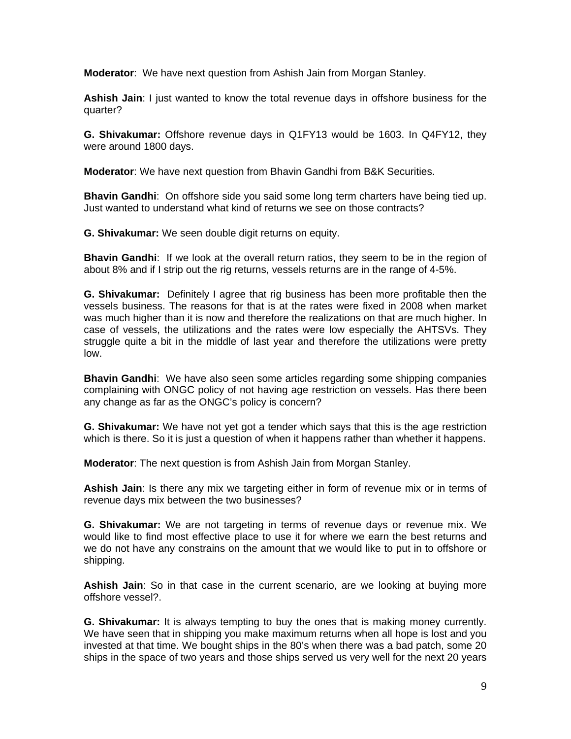**Moderator**: We have next question from Ashish Jain from Morgan Stanley.

**Ashish Jain**: I just wanted to know the total revenue days in offshore business for the quarter?

**G. Shivakumar:** Offshore revenue days in Q1FY13 would be 1603. In Q4FY12, they were around 1800 days.

**Moderator**: We have next question from Bhavin Gandhi from B&K Securities.

**Bhavin Gandhi**: On offshore side you said some long term charters have being tied up. Just wanted to understand what kind of returns we see on those contracts?

**G. Shivakumar:** We seen double digit returns on equity.

**Bhavin Gandhi**: If we look at the overall return ratios, they seem to be in the region of about 8% and if I strip out the rig returns, vessels returns are in the range of 4-5%.

**G. Shivakumar:** Definitely I agree that rig business has been more profitable then the vessels business. The reasons for that is at the rates were fixed in 2008 when market was much higher than it is now and therefore the realizations on that are much higher. In case of vessels, the utilizations and the rates were low especially the AHTSVs. They struggle quite a bit in the middle of last year and therefore the utilizations were pretty low.

**Bhavin Gandhi**: We have also seen some articles regarding some shipping companies complaining with ONGC policy of not having age restriction on vessels. Has there been any change as far as the ONGC's policy is concern?

**G. Shivakumar:** We have not yet got a tender which says that this is the age restriction which is there. So it is just a question of when it happens rather than whether it happens.

**Moderator**: The next question is from Ashish Jain from Morgan Stanley.

**Ashish Jain**: Is there any mix we targeting either in form of revenue mix or in terms of revenue days mix between the two businesses?

**G. Shivakumar:** We are not targeting in terms of revenue days or revenue mix. We would like to find most effective place to use it for where we earn the best returns and we do not have any constrains on the amount that we would like to put in to offshore or shipping.

**Ashish Jain**: So in that case in the current scenario, are we looking at buying more offshore vessel?.

**G. Shivakumar:** It is always tempting to buy the ones that is making money currently. We have seen that in shipping you make maximum returns when all hope is lost and you invested at that time. We bought ships in the 80's when there was a bad patch, some 20 ships in the space of two years and those ships served us very well for the next 20 years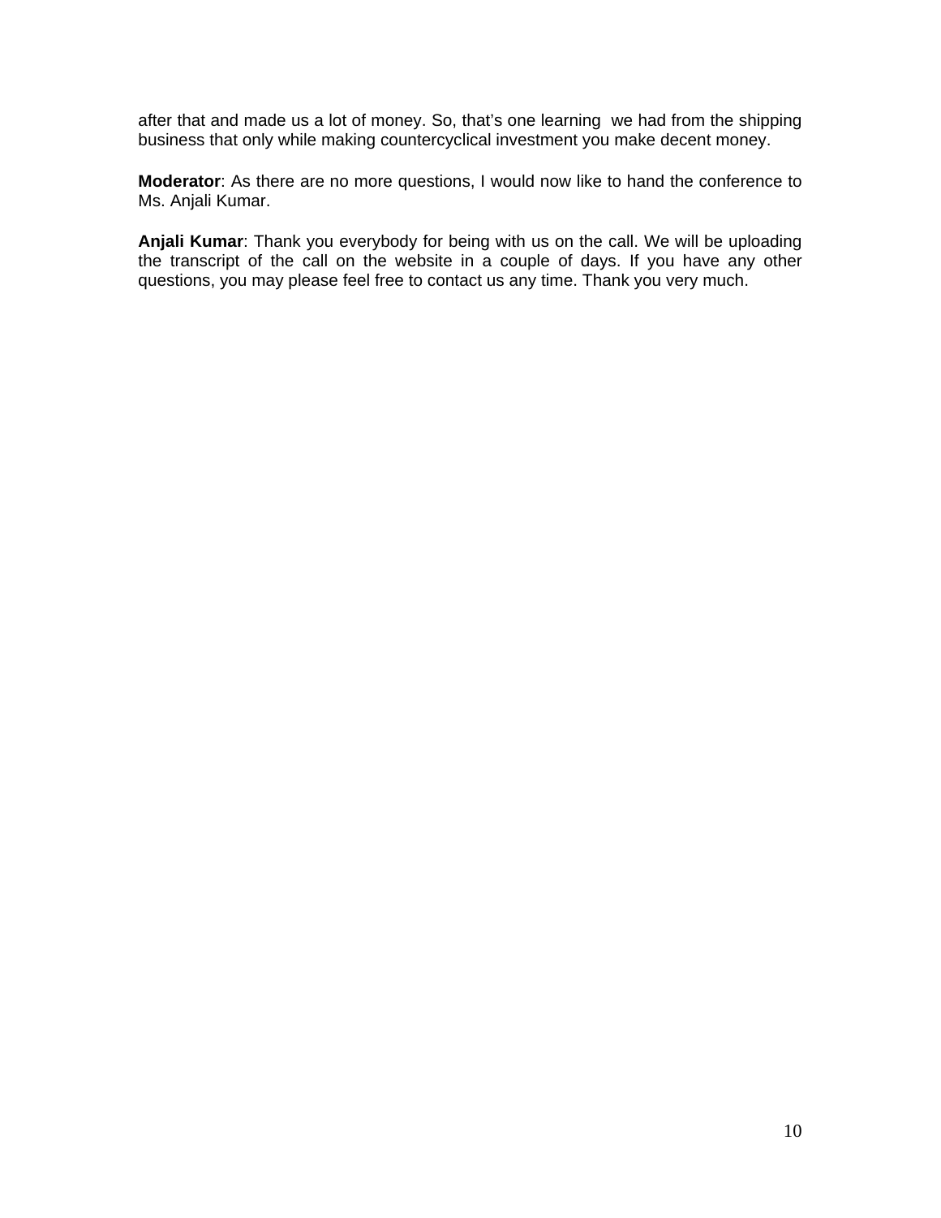after that and made us a lot of money. So, that's one learning  we had from the shipping business that only while making countercyclical investment you make decent money.

**Moderator**: As there are no more questions, I would now like to hand the conference to Ms. Anjali Kumar.

**Anjali Kumar**: Thank you everybody for being with us on the call. We will be uploading the transcript of the call on the website in a couple of days. If you have any other questions, you may please feel free to contact us any time. Thank you very much.